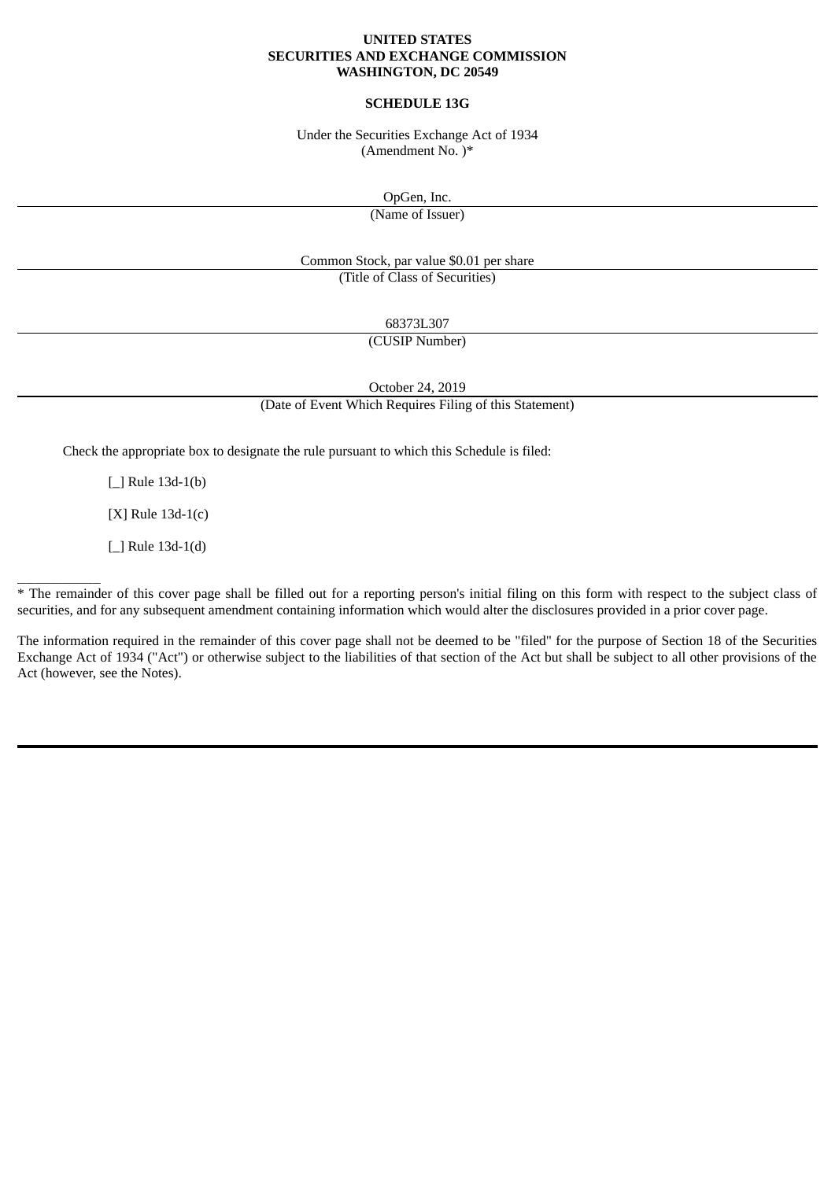**UNITED STATES**
**SECURITIES AND EXCHANGE COMMISSION**
**WASHINGTON, DC 20549**

**SCHEDULE 13G**

Under the Securities Exchange Act of 1934
(Amendment No. )*

OpGen, Inc.

(Name of Issuer)

Common Stock, par value $0.01 per share

(Title of Class of Securities)

68373L307

(CUSIP Number)

October 24, 2019

(Date of Event Which Requires Filing of this Statement)

Check the appropriate box to designate the rule pursuant to which this Schedule is filed:

[_] Rule 13d-1(b)

[X] Rule 13d-1(c)

[_] Rule 13d-1(d)

---

* The remainder of this cover page shall be filled out for a reporting person's initial filing on this form with respect to the subject class of securities, and for any subsequent amendment containing information which would alter the disclosures provided in a prior cover page.

The information required in the remainder of this cover page shall not be deemed to be "filed" for the purpose of Section 18 of the Securities Exchange Act of 1934 ("Act") or otherwise subject to the liabilities of that section of the Act but shall be subject to all other provisions of the Act (however, see the Notes).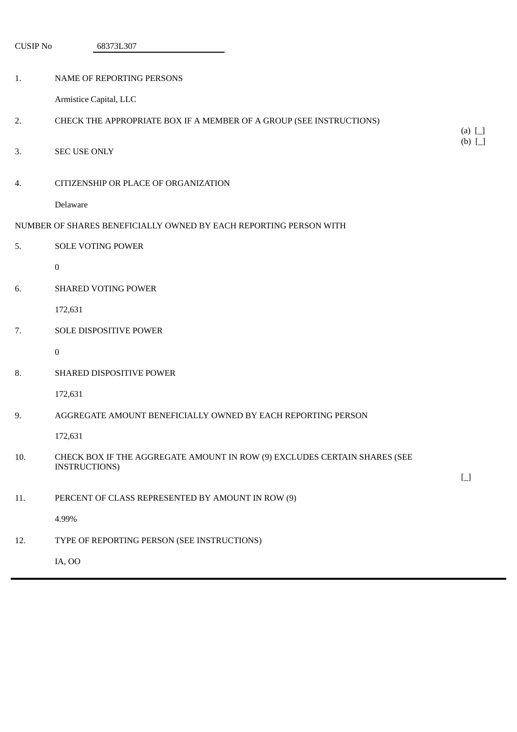CUSIP No 68373L307

| | | |
|---|---|---|
| 1. | NAME OF REPORTING PERSONS<br><br>Armistice Capital, LLC | |
| 2. | CHECK THE APPROPRIATE BOX IF A MEMBER OF A GROUP (SEE INSTRUCTIONS) | (a) [_]<br>(b) [_] |
| 3. | SEC USE ONLY | |
| 4. | CITIZENSHIP OR PLACE OF ORGANIZATION<br><br>Delaware | |

NUMBER OF SHARES BENEFICIALLY OWNED BY EACH REPORTING PERSON WITH

| | | |
|---|---|---|
| 5. | SOLE VOTING POWER<br><br>0 | |
| 6. | SHARED VOTING POWER<br><br>172,631 | |
| 7. | SOLE DISPOSITIVE POWER<br><br>0 | |
| 8. | SHARED DISPOSITIVE POWER<br><br>172,631 | |
| 9. | AGGREGATE AMOUNT BENEFICIALLY OWNED BY EACH REPORTING PERSON<br><br>172,631 | |
| 10. | CHECK BOX IF THE AGGREGATE AMOUNT IN ROW (9) EXCLUDES CERTAIN SHARES (SEE INSTRUCTIONS) | [_] |
| 11. | PERCENT OF CLASS REPRESENTED BY AMOUNT IN ROW (9)<br><br>4.99% | |
| 12. | TYPE OF REPORTING PERSON (SEE INSTRUCTIONS)<br><br>IA, OO | |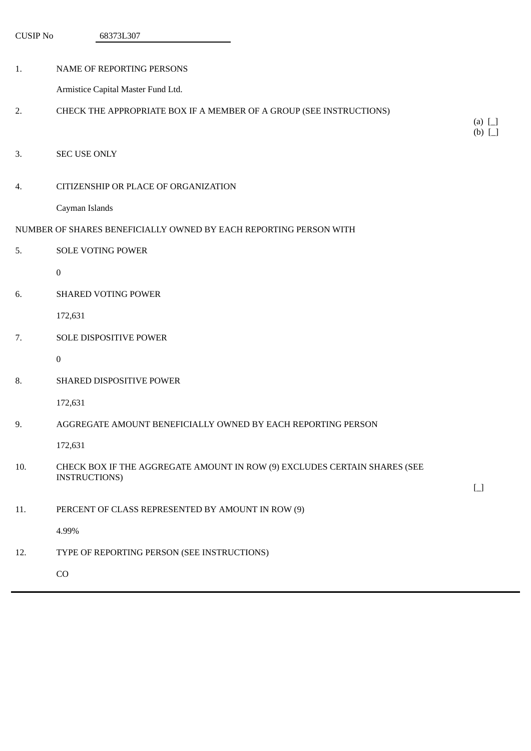CUSIP No 68373L307

| | | |
|---|---|---|
| 1. | NAME OF REPORTING PERSONS<br><br>Armistice Capital Master Fund Ltd. | |
| 2. | CHECK THE APPROPRIATE BOX IF A MEMBER OF A GROUP (SEE INSTRUCTIONS) | (a) [_]<br>(b) [_] |
| 3. | SEC USE ONLY | |
| 4. | CITIZENSHIP OR PLACE OF ORGANIZATION<br><br>Cayman Islands | |

NUMBER OF SHARES BENEFICIALLY OWNED BY EACH REPORTING PERSON WITH

| | | |
|---|---|---|
| 5. | SOLE VOTING POWER<br><br>0 | |
| 6. | SHARED VOTING POWER<br><br>172,631 | |
| 7. | SOLE DISPOSITIVE POWER<br><br>0 | |
| 8. | SHARED DISPOSITIVE POWER<br><br>172,631 | |
| 9. | AGGREGATE AMOUNT BENEFICIALLY OWNED BY EACH REPORTING PERSON<br><br>172,631 | |
| 10. | CHECK BOX IF THE AGGREGATE AMOUNT IN ROW (9) EXCLUDES CERTAIN SHARES (SEE INSTRUCTIONS) | [_] |
| 11. | PERCENT OF CLASS REPRESENTED BY AMOUNT IN ROW (9)<br><br>4.99% | |
| 12. | TYPE OF REPORTING PERSON (SEE INSTRUCTIONS)<br><br>CO | |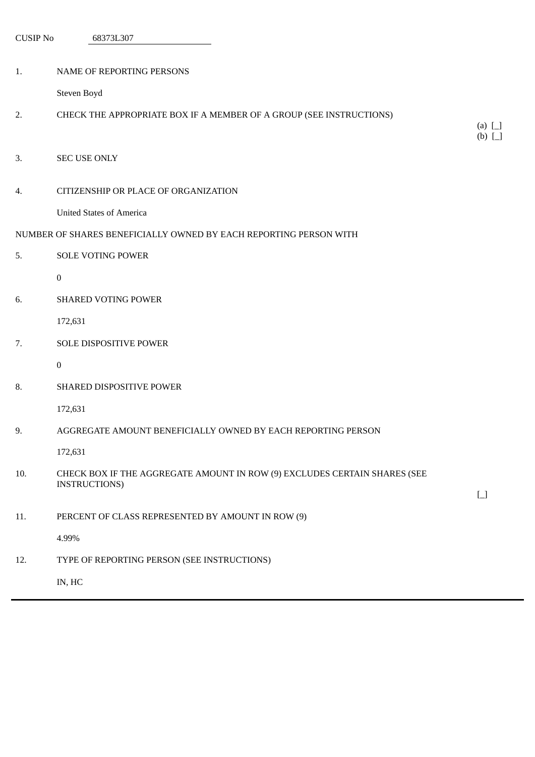CUSIP No 68373L307

| | | |
|---|---|---|
| 1. | NAME OF REPORTING PERSONS<br><br>Steven Boyd | |
| 2. | CHECK THE APPROPRIATE BOX IF A MEMBER OF A GROUP (SEE INSTRUCTIONS) | (a) [_]<br>(b) [_] |
| 3. | SEC USE ONLY | |
| 4. | CITIZENSHIP OR PLACE OF ORGANIZATION<br><br>United States of America | |

NUMBER OF SHARES BENEFICIALLY OWNED BY EACH REPORTING PERSON WITH

| | | |
|---|---|---|
| 5. | SOLE VOTING POWER<br><br>0 | |
| 6. | SHARED VOTING POWER<br><br>172,631 | |
| 7. | SOLE DISPOSITIVE POWER<br><br>0 | |
| 8. | SHARED DISPOSITIVE POWER<br><br>172,631 | |
| 9. | AGGREGATE AMOUNT BENEFICIALLY OWNED BY EACH REPORTING PERSON<br><br>172,631 | |
| 10. | CHECK BOX IF THE AGGREGATE AMOUNT IN ROW (9) EXCLUDES CERTAIN SHARES (SEE INSTRUCTIONS) | [_] |
| 11. | PERCENT OF CLASS REPRESENTED BY AMOUNT IN ROW (9)<br><br>4.99% | |
| 12. | TYPE OF REPORTING PERSON (SEE INSTRUCTIONS)<br><br>IN, HC | |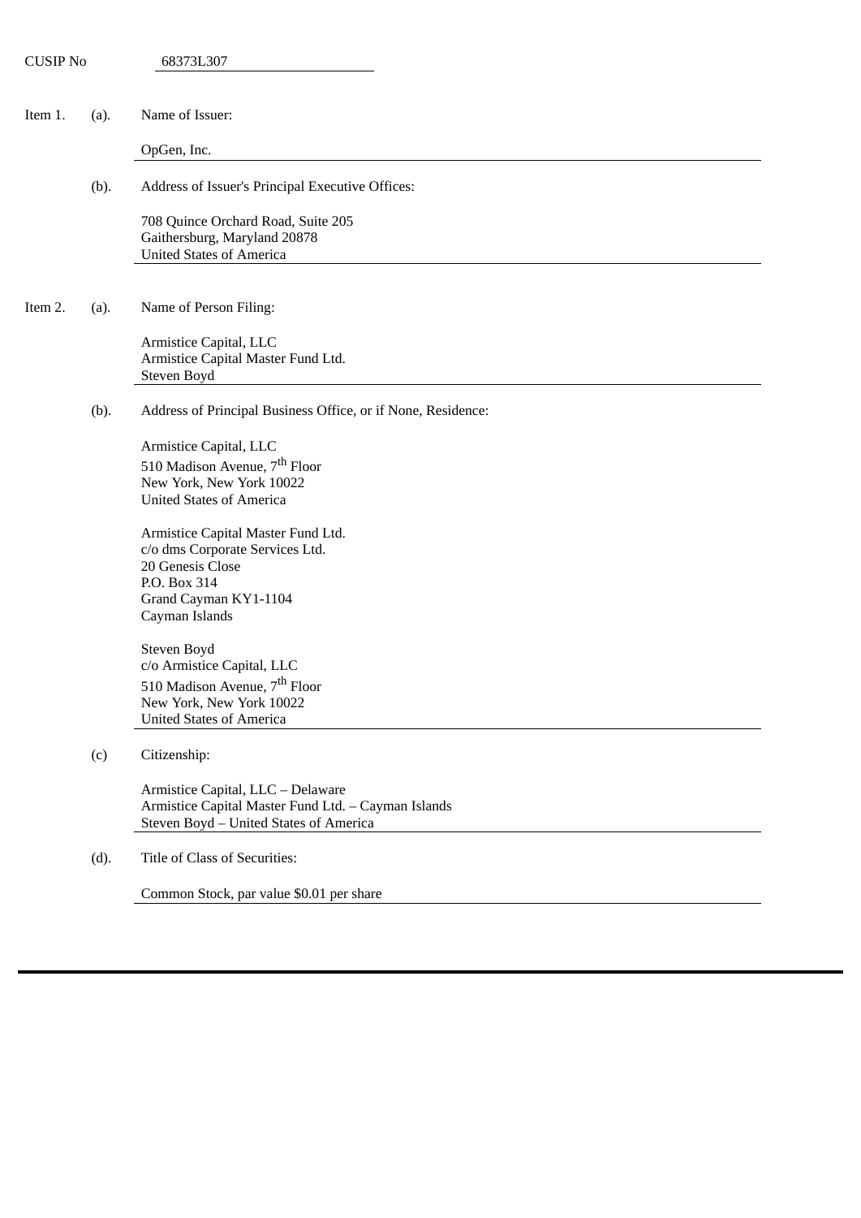CUSIP No 68373L307

Item 1. (a). Name of Issuer:

OpGen, Inc.

(b). Address of Issuer's Principal Executive Offices:

708 Quince Orchard Road, Suite 205
Gaithersburg, Maryland 20878
United States of America

Item 2. (a). Name of Person Filing:

Armistice Capital, LLC
Armistice Capital Master Fund Ltd.
Steven Boyd

(b). Address of Principal Business Office, or if None, Residence:

Armistice Capital, LLC
510 Madison Avenue, 7th Floor
New York, New York 10022
United States of America

Armistice Capital Master Fund Ltd.
c/o dms Corporate Services Ltd.
20 Genesis Close
P.O. Box 314
Grand Cayman KY1-1104
Cayman Islands

Steven Boyd
c/o Armistice Capital, LLC
510 Madison Avenue, 7th Floor
New York, New York 10022
United States of America

(c) Citizenship:

Armistice Capital, LLC – Delaware
Armistice Capital Master Fund Ltd. – Cayman Islands
Steven Boyd – United States of America

(d). Title of Class of Securities:

Common Stock, par value $0.01 per share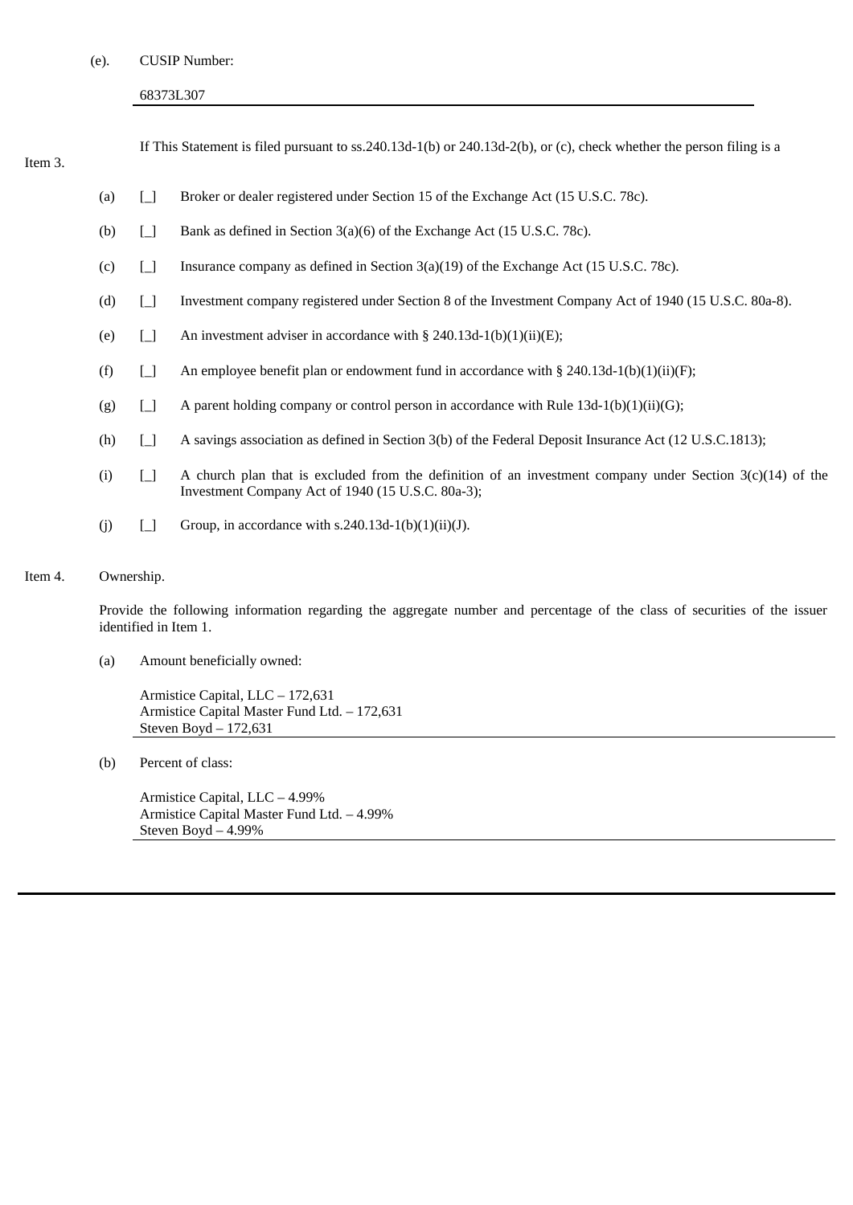(e). CUSIP Number:

68373L307

Item 3. If This Statement is filed pursuant to ss.240.13d-1(b) or 240.13d-2(b), or (c), check whether the person filing is a

(a) [_] Broker or dealer registered under Section 15 of the Exchange Act (15 U.S.C. 78c).

(b) [_] Bank as defined in Section 3(a)(6) of the Exchange Act (15 U.S.C. 78c).

(c) [_] Insurance company as defined in Section 3(a)(19) of the Exchange Act (15 U.S.C. 78c).

(d) [_] Investment company registered under Section 8 of the Investment Company Act of 1940 (15 U.S.C. 80a-8).

(e) [_] An investment adviser in accordance with § 240.13d-1(b)(1)(ii)(E);

(f) [_] An employee benefit plan or endowment fund in accordance with § 240.13d-1(b)(1)(ii)(F);

(g) [_] A parent holding company or control person in accordance with Rule 13d-1(b)(1)(ii)(G);

(h) [_] A savings association as defined in Section 3(b) of the Federal Deposit Insurance Act (12 U.S.C.1813);

(i) [_] A church plan that is excluded from the definition of an investment company under Section 3(c)(14) of the Investment Company Act of 1940 (15 U.S.C. 80a-3);

(j) [_] Group, in accordance with s.240.13d-1(b)(1)(ii)(J).

Item 4. Ownership.

Provide the following information regarding the aggregate number and percentage of the class of securities of the issuer identified in Item 1.

(a) Amount beneficially owned:

Armistice Capital, LLC – 172,631
Armistice Capital Master Fund Ltd. – 172,631
Steven Boyd – 172,631

(b) Percent of class:

Armistice Capital, LLC – 4.99%
Armistice Capital Master Fund Ltd. – 4.99%
Steven Boyd – 4.99%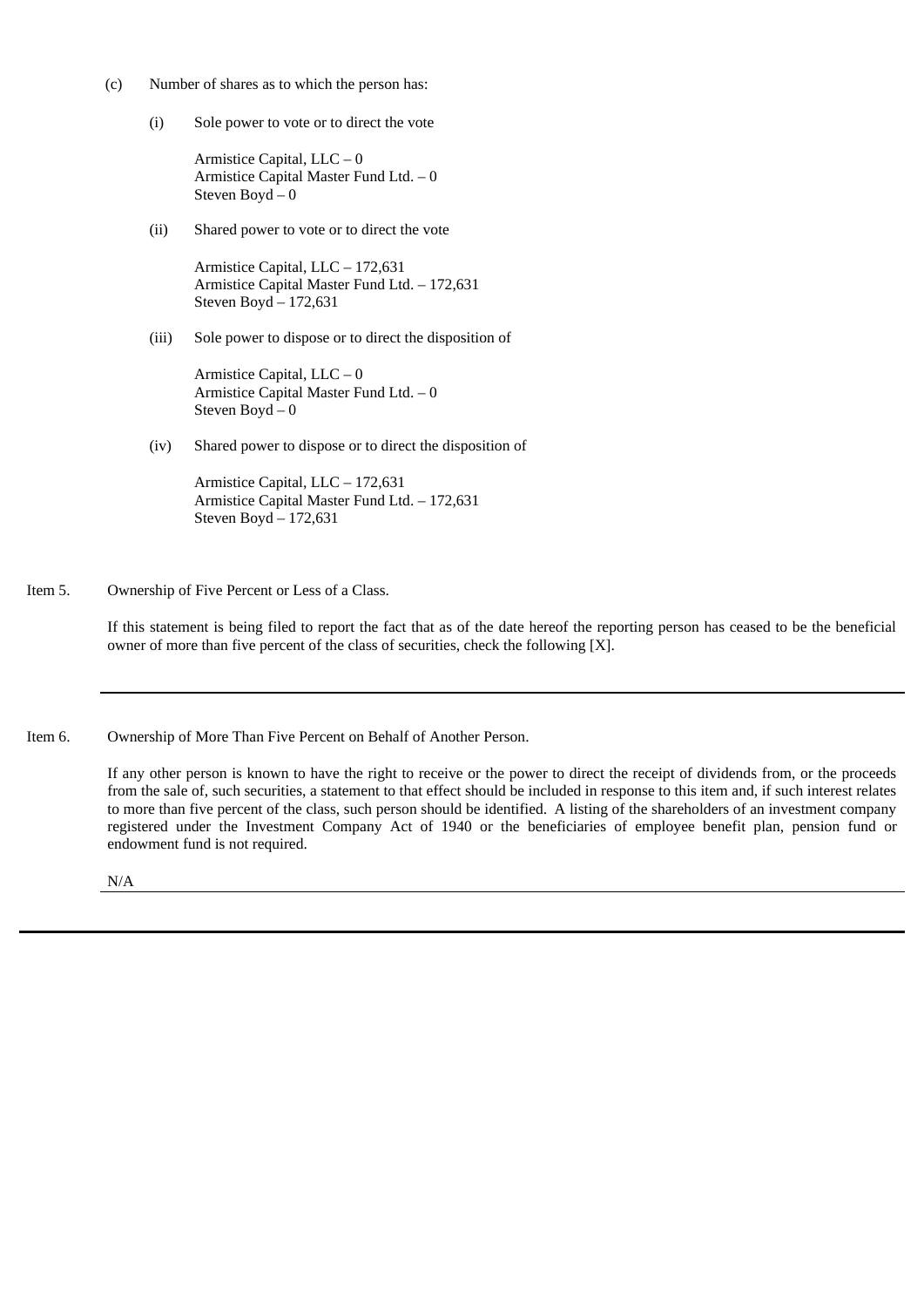(c) Number of shares as to which the person has:

(i) Sole power to vote or to direct the vote

Armistice Capital, LLC – 0
Armistice Capital Master Fund Ltd. – 0
Steven Boyd – 0

(ii) Shared power to vote or to direct the vote

Armistice Capital, LLC – 172,631
Armistice Capital Master Fund Ltd. – 172,631
Steven Boyd – 172,631

(iii) Sole power to dispose or to direct the disposition of

Armistice Capital, LLC – 0
Armistice Capital Master Fund Ltd. – 0
Steven Boyd – 0

(iv) Shared power to dispose or to direct the disposition of

Armistice Capital, LLC – 172,631
Armistice Capital Master Fund Ltd. – 172,631
Steven Boyd – 172,631

Item 5. Ownership of Five Percent or Less of a Class.

If this statement is being filed to report the fact that as of the date hereof the reporting person has ceased to be the beneficial owner of more than five percent of the class of securities, check the following [X].

---

Item 6. Ownership of More Than Five Percent on Behalf of Another Person.

If any other person is known to have the right to receive or the power to direct the receipt of dividends from, or the proceeds from the sale of, such securities, a statement to that effect should be included in response to this item and, if such interest relates to more than five percent of the class, such person should be identified. A listing of the shareholders of an investment company registered under the Investment Company Act of 1940 or the beneficiaries of employee benefit plan, pension fund or endowment fund is not required.

N/A

---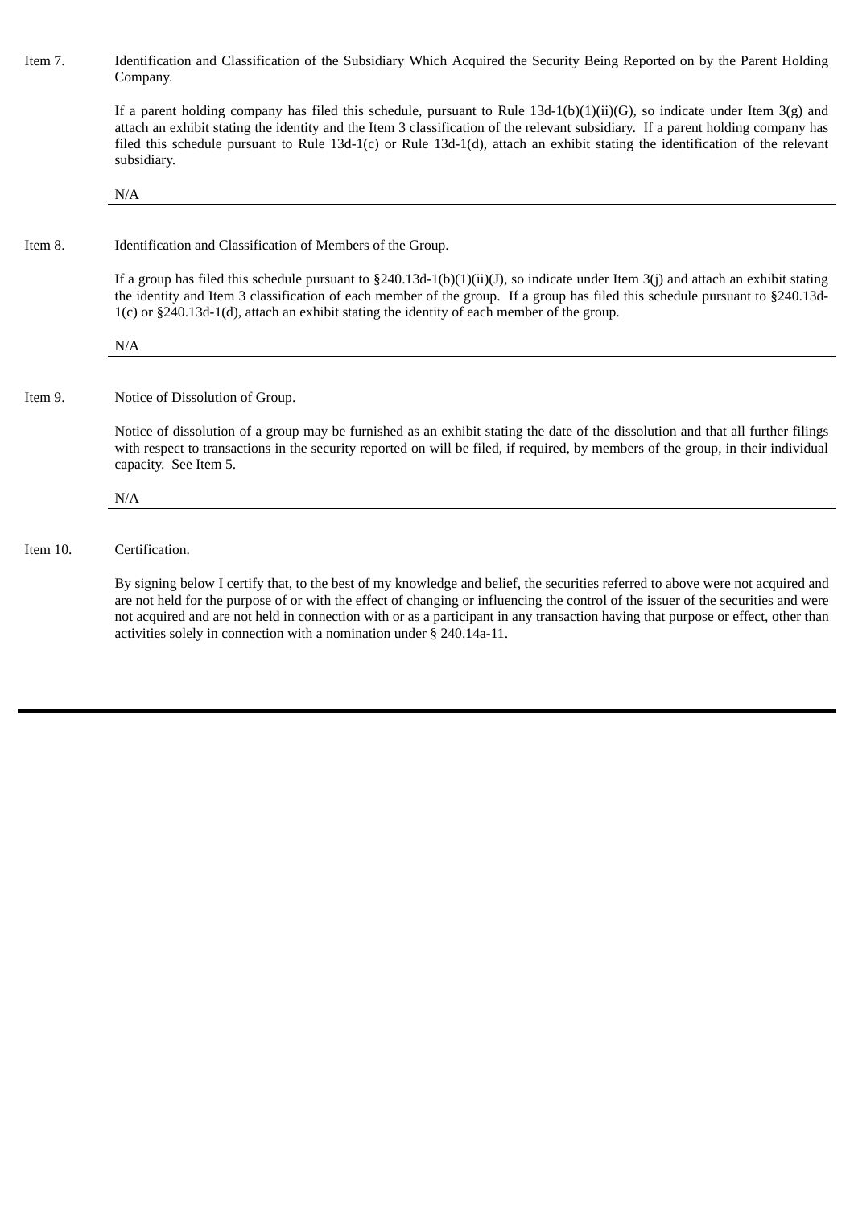Item 7. Identification and Classification of the Subsidiary Which Acquired the Security Being Reported on by the Parent Holding Company.

If a parent holding company has filed this schedule, pursuant to Rule 13d-1(b)(1)(ii)(G), so indicate under Item 3(g) and attach an exhibit stating the identity and the Item 3 classification of the relevant subsidiary. If a parent holding company has filed this schedule pursuant to Rule 13d-1(c) or Rule 13d-1(d), attach an exhibit stating the identification of the relevant subsidiary.

N/A

---

Item 8. Identification and Classification of Members of the Group.

If a group has filed this schedule pursuant to §240.13d-1(b)(1)(ii)(J), so indicate under Item 3(j) and attach an exhibit stating the identity and Item 3 classification of each member of the group. If a group has filed this schedule pursuant to §240.13d-1(c) or §240.13d-1(d), attach an exhibit stating the identity of each member of the group.

N/A

---

Item 9. Notice of Dissolution of Group.

Notice of dissolution of a group may be furnished as an exhibit stating the date of the dissolution and that all further filings with respect to transactions in the security reported on will be filed, if required, by members of the group, in their individual capacity. See Item 5.

N/A

---

Item 10. Certification.

By signing below I certify that, to the best of my knowledge and belief, the securities referred to above were not acquired and are not held for the purpose of or with the effect of changing or influencing the control of the issuer of the securities and were not acquired and are not held in connection with or as a participant in any transaction having that purpose or effect, other than activities solely in connection with a nomination under § 240.14a-11.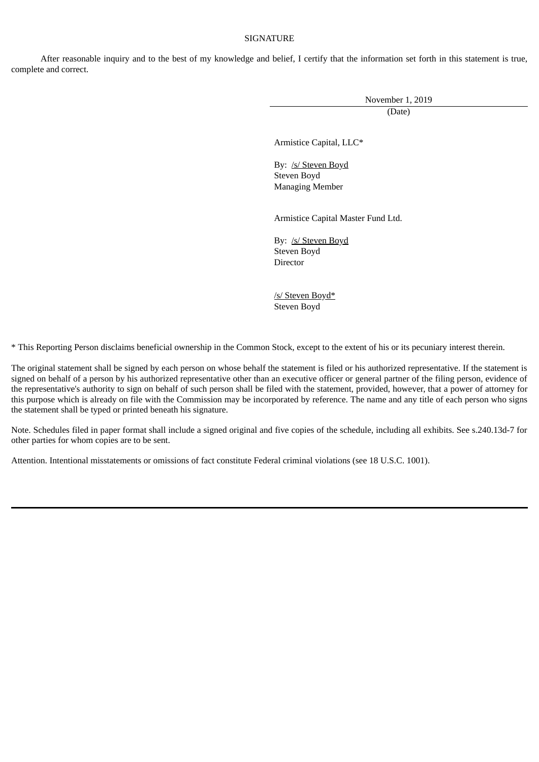SIGNATURE

After reasonable inquiry and to the best of my knowledge and belief, I certify that the information set forth in this statement is true, complete and correct.

November 1, 2019
(Date)

Armistice Capital, LLC*

By: /s/ Steven Boyd
Steven Boyd
Managing Member

Armistice Capital Master Fund Ltd.

By: /s/ Steven Boyd
Steven Boyd
Director

/s/ Steven Boyd*
Steven Boyd

* This Reporting Person disclaims beneficial ownership in the Common Stock, except to the extent of his or its pecuniary interest therein.

The original statement shall be signed by each person on whose behalf the statement is filed or his authorized representative. If the statement is signed on behalf of a person by his authorized representative other than an executive officer or general partner of the filing person, evidence of the representative's authority to sign on behalf of such person shall be filed with the statement, provided, however, that a power of attorney for this purpose which is already on file with the Commission may be incorporated by reference. The name and any title of each person who signs the statement shall be typed or printed beneath his signature.

Note. Schedules filed in paper format shall include a signed original and five copies of the schedule, including all exhibits. See s.240.13d-7 for other parties for whom copies are to be sent.

Attention. Intentional misstatements or omissions of fact constitute Federal criminal violations (see 18 U.S.C. 1001).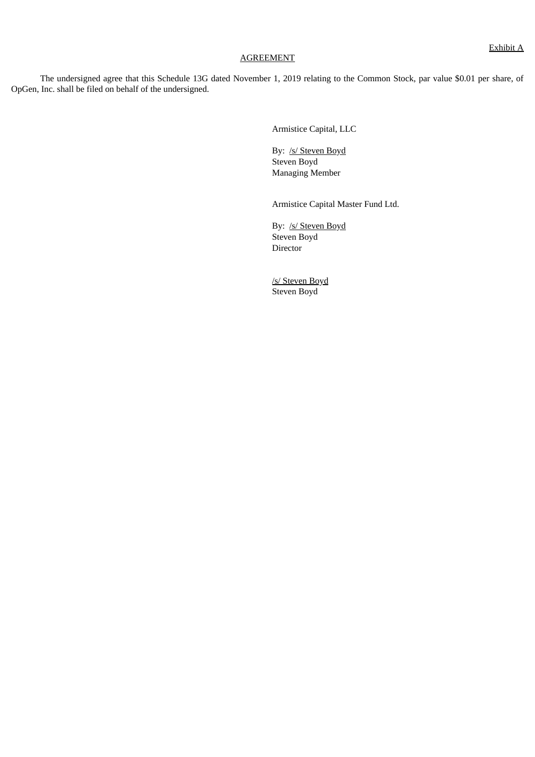Exhibit A

AGREEMENT

The undersigned agree that this Schedule 13G dated November 1, 2019 relating to the Common Stock, par value $0.01 per share, of OpGen, Inc. shall be filed on behalf of the undersigned.

Armistice Capital, LLC

By: /s/ Steven Boyd
Steven Boyd
Managing Member

Armistice Capital Master Fund Ltd.

By: /s/ Steven Boyd
Steven Boyd
Director

/s/ Steven Boyd
Steven Boyd